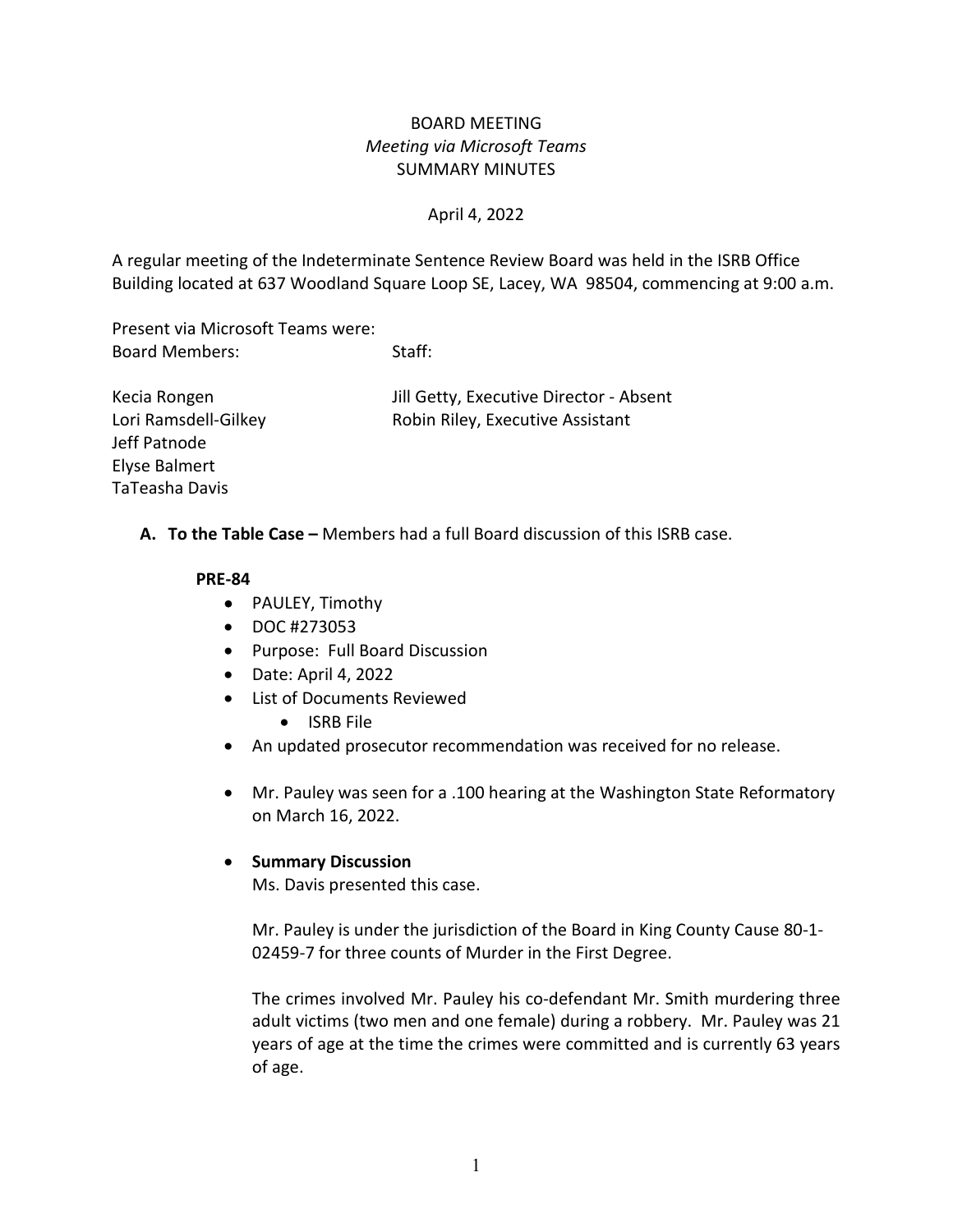# BOARD MEETING
*Meeting via Microsoft Teams*
SUMMARY MINUTES

April 4, 2022

A regular meeting of the Indeterminate Sentence Review Board was held in the ISRB Office Building located at 637 Woodland Square Loop SE, Lacey, WA 98504, commencing at 9:00 a.m.

Present via Microsoft Teams were:

| Board Members: | Staff: |
|---|---|
| Kecia Rongen | Jill Getty, Executive Director - Absent |
| Lori Ramsdell-Gilkey | Robin Riley, Executive Assistant |
| Jeff Patnode | |
| Elyse Balmert | |
| TaTeasha Davis | |

**A. To the Table Case –** Members had a full Board discussion of this ISRB case.

**PRE-84**

- PAULEY, Timothy
- DOC #273053
- Purpose: Full Board Discussion
- Date: April 4, 2022
- List of Documents Reviewed
  - ISRB File
- An updated prosecutor recommendation was received for no release.
- Mr. Pauley was seen for a .100 hearing at the Washington State Reformatory on March 16, 2022.
- **Summary Discussion**

  Ms. Davis presented this case.

  Mr. Pauley is under the jurisdiction of the Board in King County Cause 80-1-02459-7 for three counts of Murder in the First Degree.

  The crimes involved Mr. Pauley his co-defendant Mr. Smith murdering three adult victims (two men and one female) during a robbery. Mr. Pauley was 21 years of age at the time the crimes were committed and is currently 63 years of age.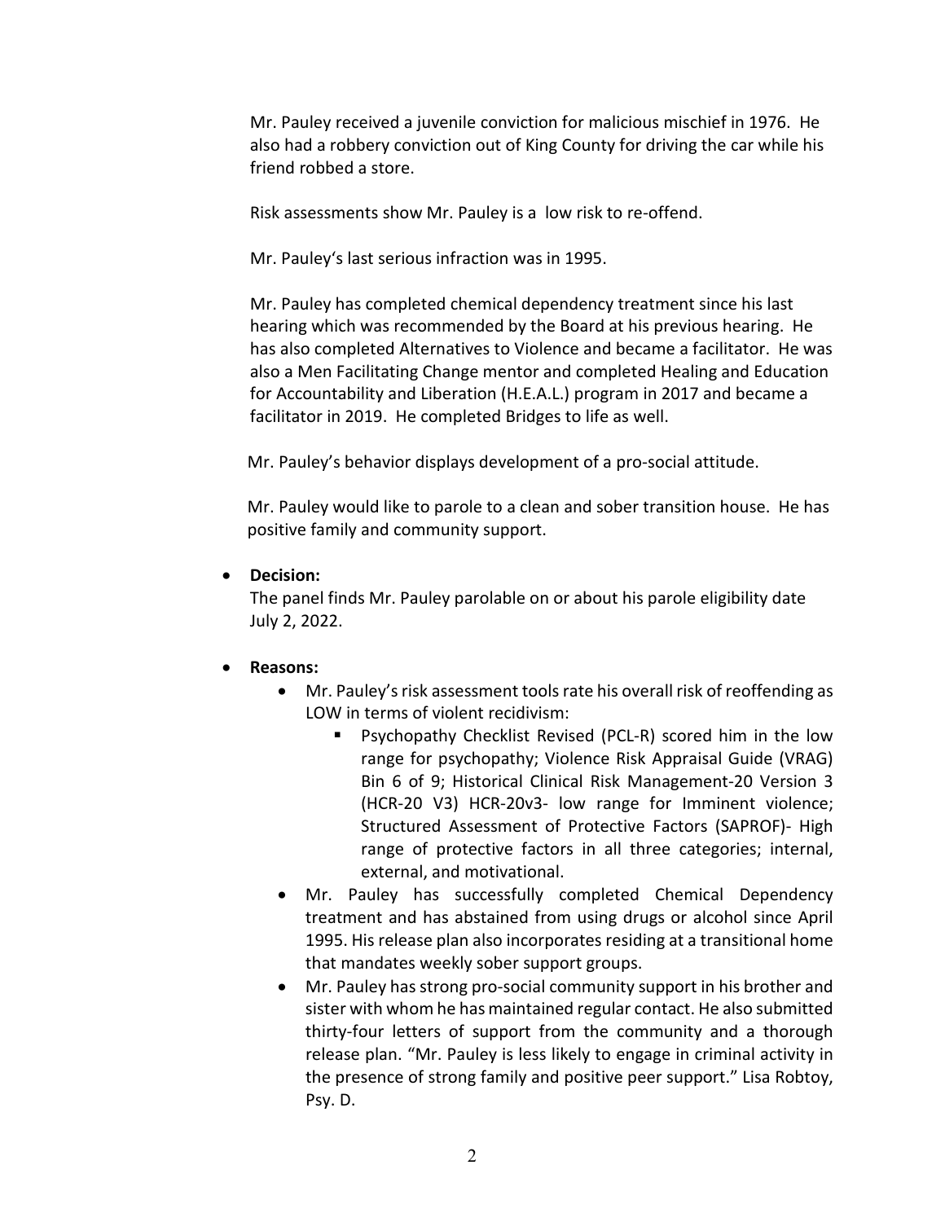Mr. Pauley received a juvenile conviction for malicious mischief in 1976. He also had a robbery conviction out of King County for driving the car while his friend robbed a store.

Risk assessments show Mr. Pauley is a low risk to re-offend.

Mr. Pauley's last serious infraction was in 1995.

Mr. Pauley has completed chemical dependency treatment since his last hearing which was recommended by the Board at his previous hearing. He has also completed Alternatives to Violence and became a facilitator. He was also a Men Facilitating Change mentor and completed Healing and Education for Accountability and Liberation (H.E.A.L.) program in 2017 and became a facilitator in 2019. He completed Bridges to life as well.

Mr. Pauley's behavior displays development of a pro-social attitude.

Mr. Pauley would like to parole to a clean and sober transition house. He has positive family and community support.

- **Decision:**
  The panel finds Mr. Pauley parolable on or about his parole eligibility date July 2, 2022.

- **Reasons:**
  - Mr. Pauley's risk assessment tools rate his overall risk of reoffending as LOW in terms of violent recidivism:
    - Psychopathy Checklist Revised (PCL-R) scored him in the low range for psychopathy; Violence Risk Appraisal Guide (VRAG) Bin 6 of 9; Historical Clinical Risk Management-20 Version 3 (HCR-20 V3) HCR-20v3- low range for Imminent violence; Structured Assessment of Protective Factors (SAPROF)- High range of protective factors in all three categories; internal, external, and motivational.
  - Mr. Pauley has successfully completed Chemical Dependency treatment and has abstained from using drugs or alcohol since April 1995. His release plan also incorporates residing at a transitional home that mandates weekly sober support groups.
  - Mr. Pauley has strong pro-social community support in his brother and sister with whom he has maintained regular contact. He also submitted thirty-four letters of support from the community and a thorough release plan. "Mr. Pauley is less likely to engage in criminal activity in the presence of strong family and positive peer support." Lisa Robtoy, Psy. D.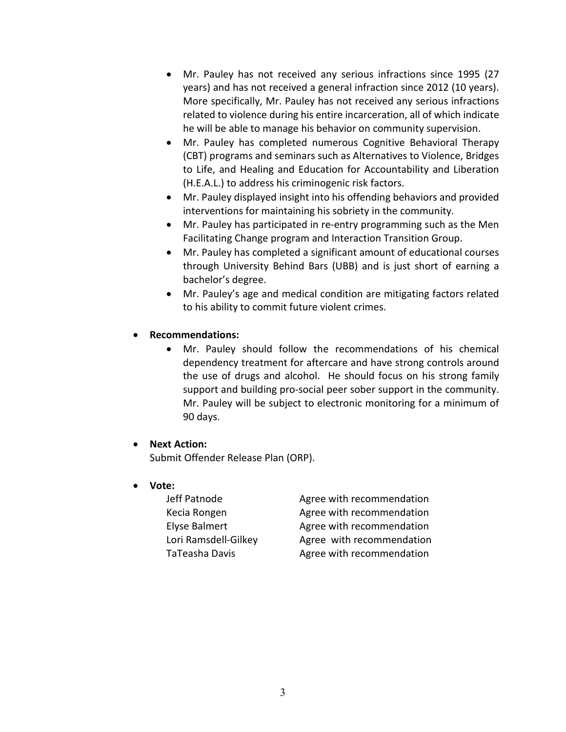- Mr. Pauley has not received any serious infractions since 1995 (27 years) and has not received a general infraction since 2012 (10 years). More specifically, Mr. Pauley has not received any serious infractions related to violence during his entire incarceration, all of which indicate he will be able to manage his behavior on community supervision.
- Mr. Pauley has completed numerous Cognitive Behavioral Therapy (CBT) programs and seminars such as Alternatives to Violence, Bridges to Life, and Healing and Education for Accountability and Liberation (H.E.A.L.) to address his criminogenic risk factors.
- Mr. Pauley displayed insight into his offending behaviors and provided interventions for maintaining his sobriety in the community.
- Mr. Pauley has participated in re-entry programming such as the Men Facilitating Change program and Interaction Transition Group.
- Mr. Pauley has completed a significant amount of educational courses through University Behind Bars (UBB) and is just short of earning a bachelor's degree.
- Mr. Pauley's age and medical condition are mitigating factors related to his ability to commit future violent crimes.

- **Recommendations:**
  - Mr. Pauley should follow the recommendations of his chemical dependency treatment for aftercare and have strong controls around the use of drugs and alcohol. He should focus on his strong family support and building pro-social peer sober support in the community. Mr. Pauley will be subject to electronic monitoring for a minimum of 90 days.

- **Next Action:**
  Submit Offender Release Plan (ORP).

- **Vote:**

| | |
|---|---|
| Jeff Patnode | Agree with recommendation |
| Kecia Rongen | Agree with recommendation |
| Elyse Balmert | Agree with recommendation |
| Lori Ramsdell-Gilkey | Agree with recommendation |
| TaTeasha Davis | Agree with recommendation |